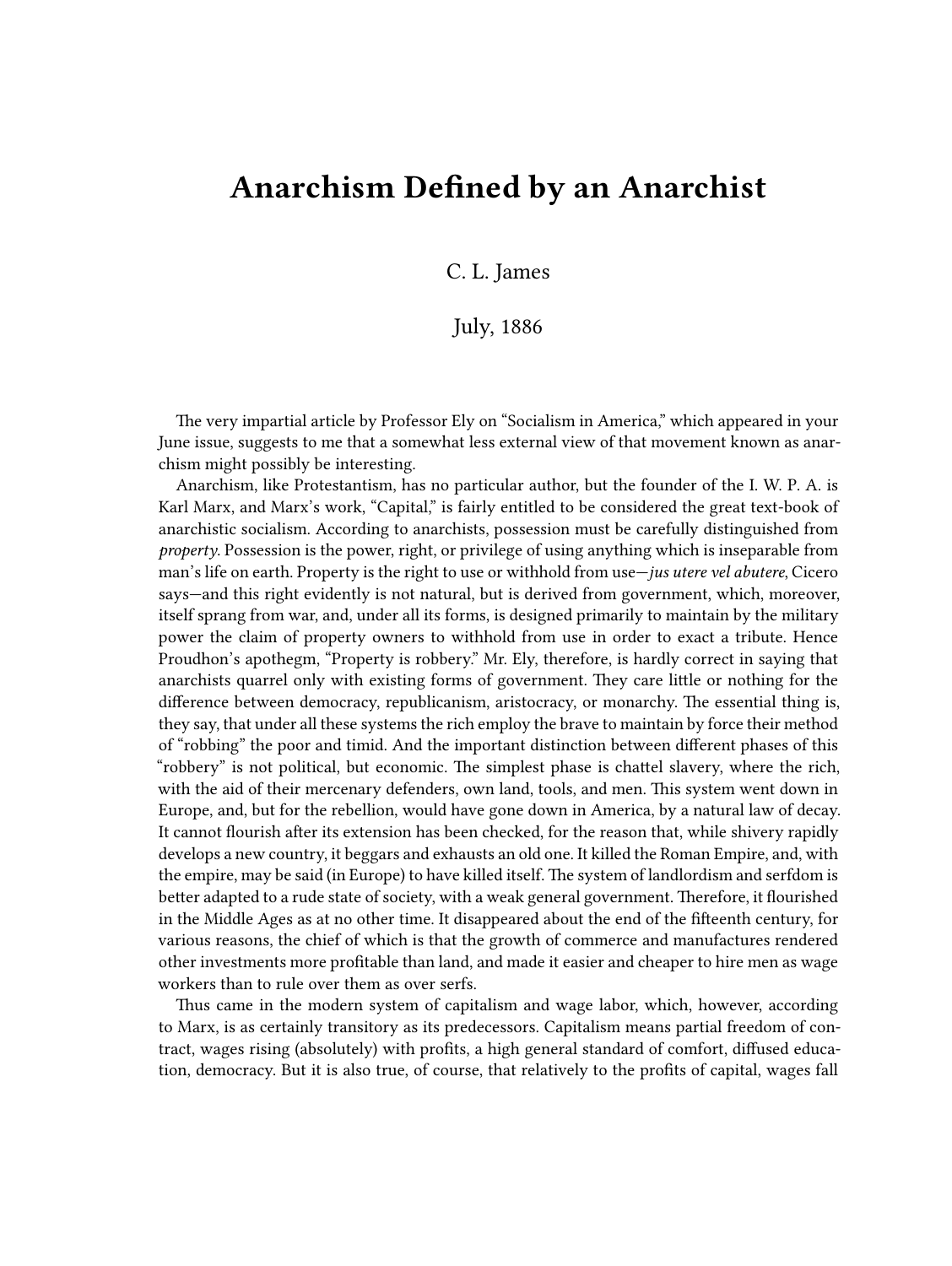# Anarchism Defined by an Anarchist

C. L. James

July, 1886

The very impartial article by Professor Ely on "Socialism in America," which appeared in your June issue, suggests to me that a somewhat less external view of that movement known as anarchism might possibly be interesting.

Anarchism, like Protestantism, has no particular author, but the founder of the I. W. P. A. is Karl Marx, and Marx's work, "Capital," is fairly entitled to be considered the great text-book of anarchistic socialism. According to anarchists, possession must be carefully distinguished from *property*. Possession is the power, right, or privilege of using anything which is inseparable from man's life on earth. Property is the right to use or withhold from use—*jus utere vel abutere*, Cicero says—and this right evidently is not natural, but is derived from government, which, moreover, itself sprang from war, and, under all its forms, is designed primarily to maintain by the military power the claim of property owners to withhold from use in order to exact a tribute. Hence Proudhon's apothegm, "Property is robbery." Mr. Ely, therefore, is hardly correct in saying that anarchists quarrel only with existing forms of government. They care little or nothing for the difference between democracy, republicanism, aristocracy, or monarchy. The essential thing is, they say, that under all these systems the rich employ the brave to maintain by force their method of "robbing" the poor and timid. And the important distinction between different phases of this "robbery" is not political, but economic. The simplest phase is chattel slavery, where the rich, with the aid of their mercenary defenders, own land, tools, and men. This system went down in Europe, and, but for the rebellion, would have gone down in America, by a natural law of decay. It cannot flourish after its extension has been checked, for the reason that, while shivery rapidly develops a new country, it beggars and exhausts an old one. It killed the Roman Empire, and, with the empire, may be said (in Europe) to have killed itself. The system of landlordism and serfdom is better adapted to a rude state of society, with a weak general government. Therefore, it flourished in the Middle Ages as at no other time. It disappeared about the end of the fifteenth century, for various reasons, the chief of which is that the growth of commerce and manufactures rendered other investments more profitable than land, and made it easier and cheaper to hire men as wage workers than to rule over them as over serfs.

Thus came in the modern system of capitalism and wage labor, which, however, according to Marx, is as certainly transitory as its predecessors. Capitalism means partial freedom of contract, wages rising (absolutely) with profits, a high general standard of comfort, diffused education, democracy. But it is also true, of course, that relatively to the profits of capital, wages fall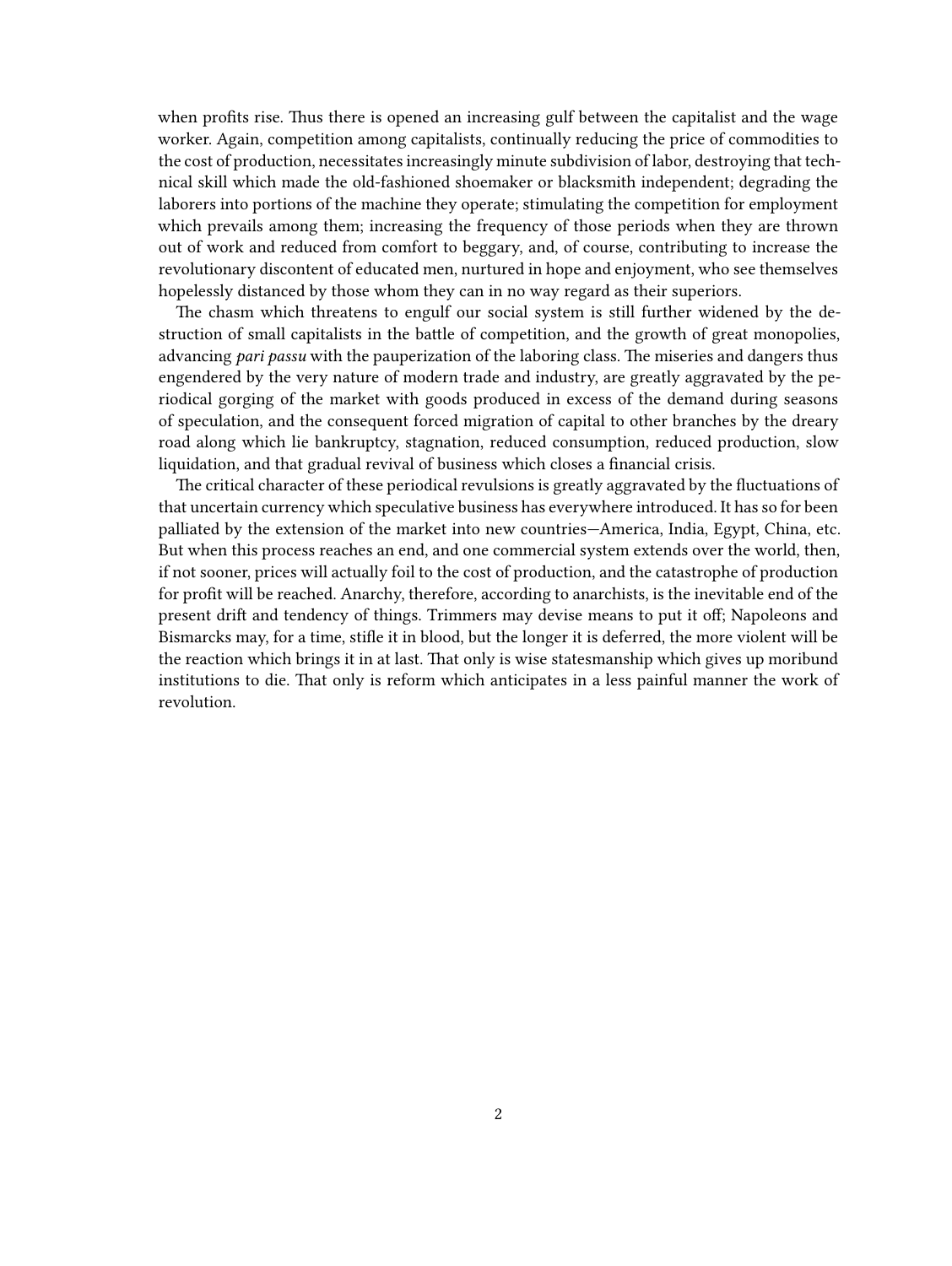when profits rise. Thus there is opened an increasing gulf between the capitalist and the wage worker. Again, competition among capitalists, continually reducing the price of commodities to the cost of production, necessitates increasingly minute subdivision of labor, destroying that technical skill which made the old-fashioned shoemaker or blacksmith independent; degrading the laborers into portions of the machine they operate; stimulating the competition for employment which prevails among them; increasing the frequency of those periods when they are thrown out of work and reduced from comfort to beggary, and, of course, contributing to increase the revolutionary discontent of educated men, nurtured in hope and enjoyment, who see themselves hopelessly distanced by those whom they can in no way regard as their superiors.

The chasm which threatens to engulf our social system is still further widened by the destruction of small capitalists in the battle of competition, and the growth of great monopolies, advancing *pari passu* with the pauperization of the laboring class. The miseries and dangers thus engendered by the very nature of modern trade and industry, are greatly aggravated by the periodical gorging of the market with goods produced in excess of the demand during seasons of speculation, and the consequent forced migration of capital to other branches by the dreary road along which lie bankruptcy, stagnation, reduced consumption, reduced production, slow liquidation, and that gradual revival of business which closes a financial crisis.

The critical character of these periodical revulsions is greatly aggravated by the fluctuations of that uncertain currency which speculative business has everywhere introduced. It has so for been palliated by the extension of the market into new countries—America, India, Egypt, China, etc. But when this process reaches an end, and one commercial system extends over the world, then, if not sooner, prices will actually foil to the cost of production, and the catastrophe of production for profit will be reached. Anarchy, therefore, according to anarchists, is the inevitable end of the present drift and tendency of things. Trimmers may devise means to put it off; Napoleons and Bismarcks may, for a time, stifle it in blood, but the longer it is deferred, the more violent will be the reaction which brings it in at last. That only is wise statesmanship which gives up moribund institutions to die. That only is reform which anticipates in a less painful manner the work of revolution.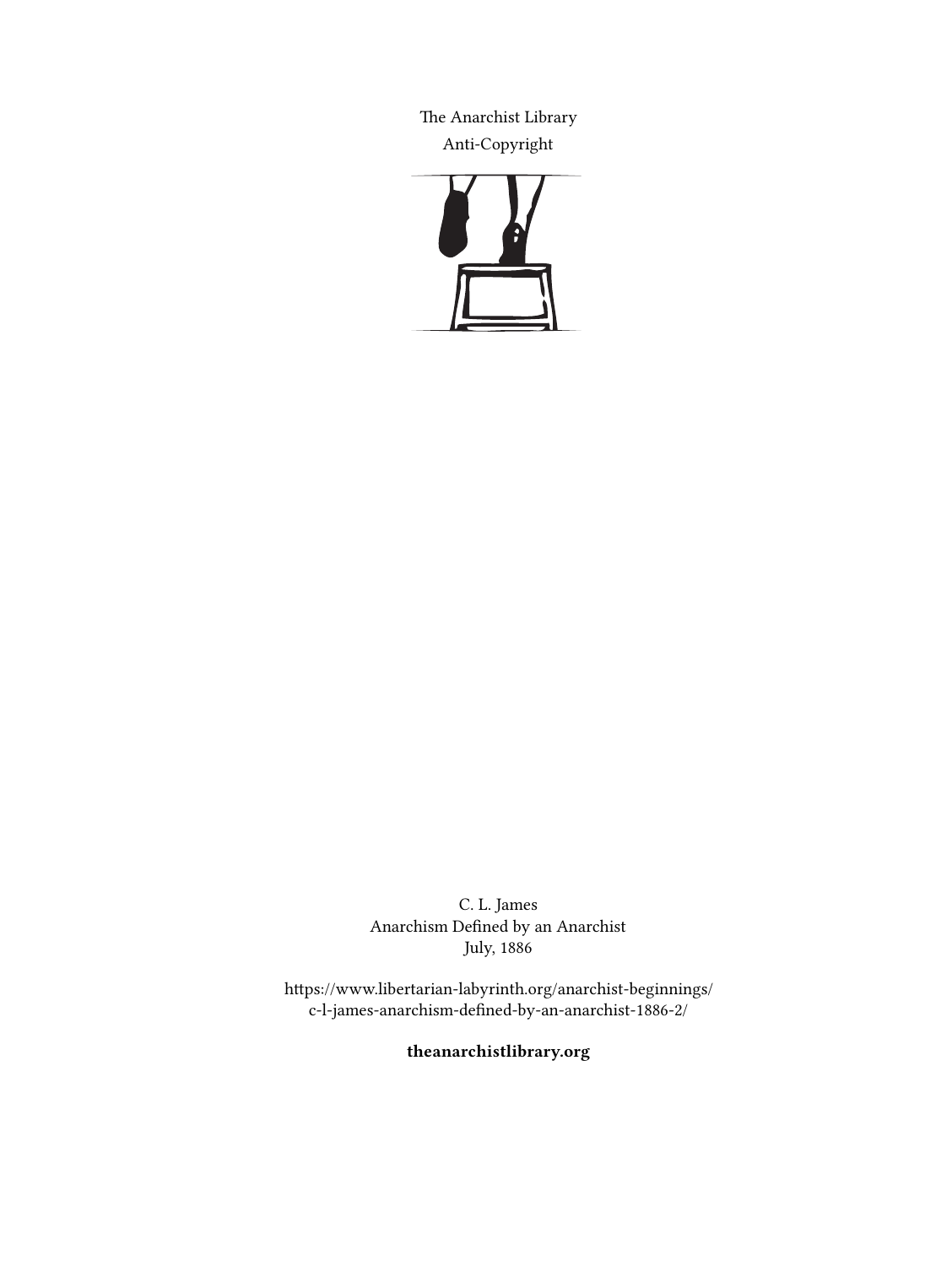The Anarchist Library
Anti-Copyright

C. L. James
Anarchism Defined by an Anarchist
July, 1886

https://www.libertarian-labyrinth.org/anarchist-beginnings/c-l-james-anarchism-defined-by-an-anarchist-1886-2/

**theanarchistlibrary.org**